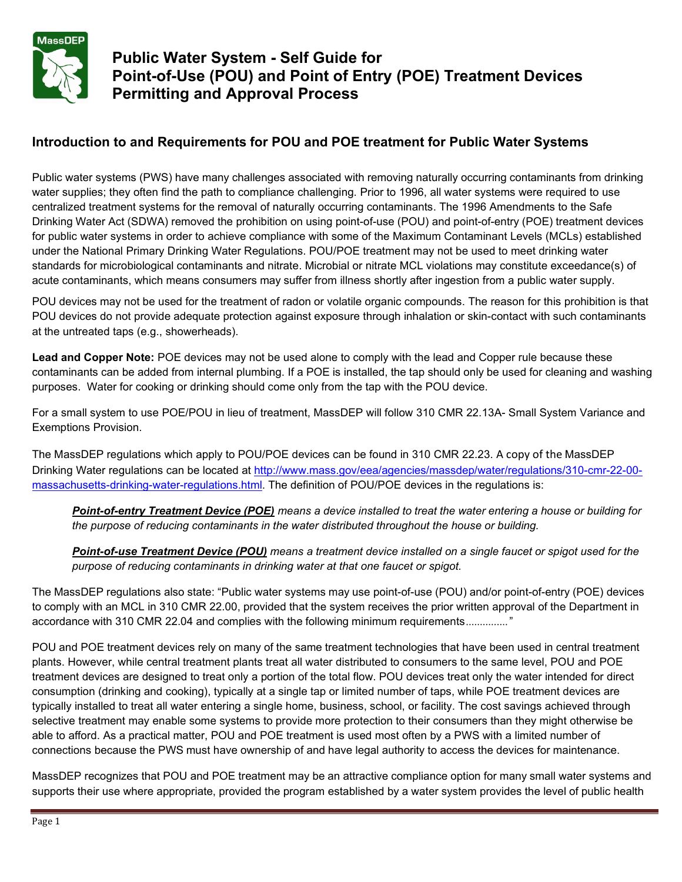# Public Water System - Self Guide for Point-of-Use (POU) and Point of Entry (POE) Treatment Devices Permitting and Approval Process

## Introduction to and Requirements for POU and POE treatment for Public Water Systems

Public water systems (PWS) have many challenges associated with removing naturally occurring contaminants from drinking water supplies; they often find the path to compliance challenging. Prior to 1996, all water systems were required to use centralized treatment systems for the removal of naturally occurring contaminants. The 1996 Amendments to the Safe Drinking Water Act (SDWA) removed the prohibition on using point-of-use (POU) and point-of-entry (POE) treatment devices for public water systems in order to achieve compliance with some of the Maximum Contaminant Levels (MCLs) established under the National Primary Drinking Water Regulations. POU/POE treatment may not be used to meet drinking water standards for microbiological contaminants and nitrate. Microbial or nitrate MCL violations may constitute exceedance(s) of acute contaminants, which means consumers may suffer from illness shortly after ingestion from a public water supply.

POU devices may not be used for the treatment of radon or volatile organic compounds. The reason for this prohibition is that POU devices do not provide adequate protection against exposure through inhalation or skin-contact with such contaminants at the untreated taps (e.g., showerheads).

**Lead and Copper Note:** POE devices may not be used alone to comply with the lead and Copper rule because these contaminants can be added from internal plumbing. If a POE is installed, the tap should only be used for cleaning and washing purposes. Water for cooking or drinking should come only from the tap with the POU device.

For a small system to use POE/POU in lieu of treatment, MassDEP will follow 310 CMR 22.13A- Small System Variance and Exemptions Provision.

The MassDEP regulations which apply to POU/POE devices can be found in 310 CMR 22.23. A copy of the MassDEP Drinking Water regulations can be located at http://www.mass.gov/eea/agencies/massdep/water/regulations/310-cmr-22-00-massachusetts-drinking-water-regulations.html. The definition of POU/POE devices in the regulations is:

> ***Point-of-entry Treatment Device (POE)*** *means a device installed to treat the water entering a house or building for the purpose of reducing contaminants in the water distributed throughout the house or building.*
>
> ***Point-of-use Treatment Device (POU)*** *means a treatment device installed on a single faucet or spigot used for the purpose of reducing contaminants in drinking water at that one faucet or spigot.*

The MassDEP regulations also state: "Public water systems may use point-of-use (POU) and/or point-of-entry (POE) devices to comply with an MCL in 310 CMR 22.00, provided that the system receives the prior written approval of the Department in accordance with 310 CMR 22.04 and complies with the following minimum requirements.............."

POU and POE treatment devices rely on many of the same treatment technologies that have been used in central treatment plants. However, while central treatment plants treat all water distributed to consumers to the same level, POU and POE treatment devices are designed to treat only a portion of the total flow. POU devices treat only the water intended for direct consumption (drinking and cooking), typically at a single tap or limited number of taps, while POE treatment devices are typically installed to treat all water entering a single home, business, school, or facility. The cost savings achieved through selective treatment may enable some systems to provide more protection to their consumers than they might otherwise be able to afford. As a practical matter, POU and POE treatment is used most often by a PWS with a limited number of connections because the PWS must have ownership of and have legal authority to access the devices for maintenance.

MassDEP recognizes that POU and POE treatment may be an attractive compliance option for many small water systems and supports their use where appropriate, provided the program established by a water system provides the level of public health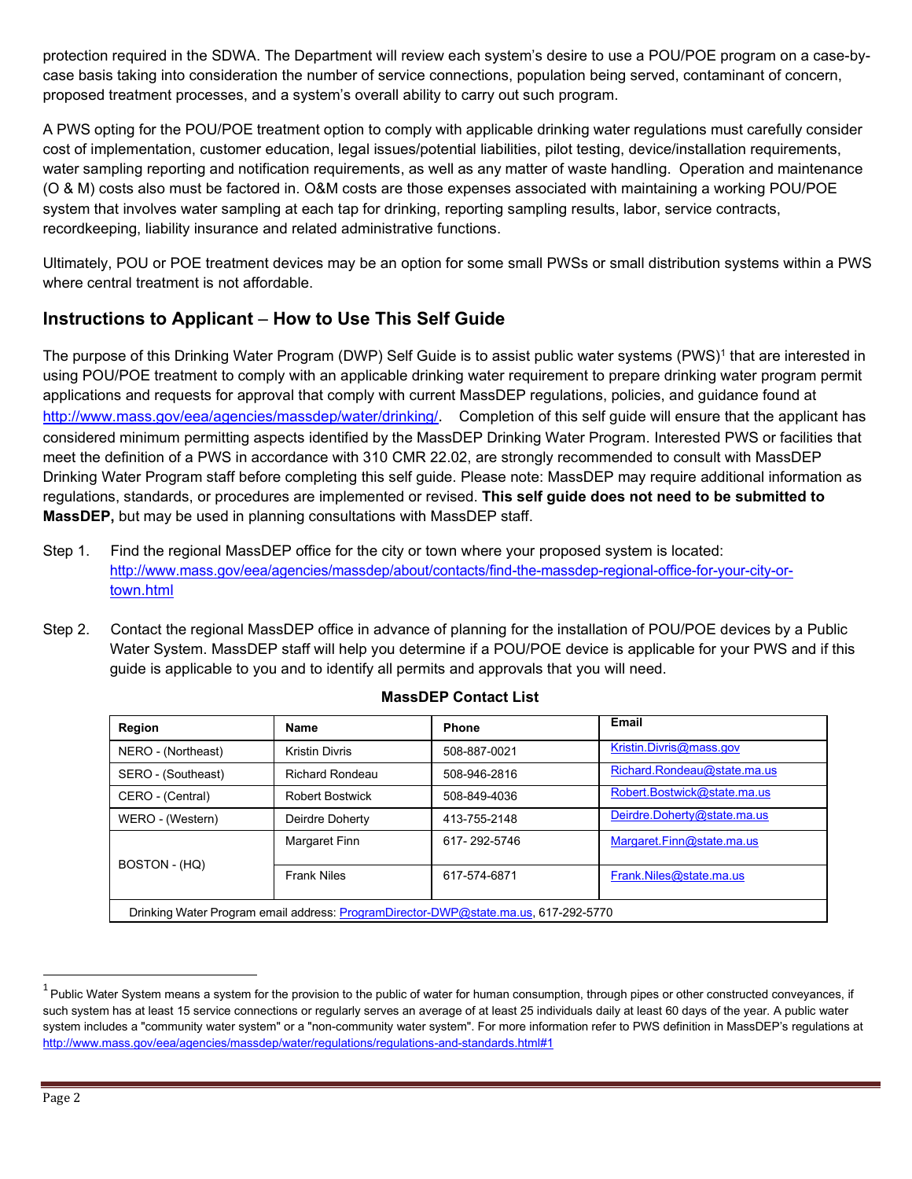protection required in the SDWA. The Department will review each system's desire to use a POU/POE program on a case-by-case basis taking into consideration the number of service connections, population being served, contaminant of concern, proposed treatment processes, and a system's overall ability to carry out such program.

A PWS opting for the POU/POE treatment option to comply with applicable drinking water regulations must carefully consider cost of implementation, customer education, legal issues/potential liabilities, pilot testing, device/installation requirements, water sampling reporting and notification requirements, as well as any matter of waste handling. Operation and maintenance (O & M) costs also must be factored in. O&M costs are those expenses associated with maintaining a working POU/POE system that involves water sampling at each tap for drinking, reporting sampling results, labor, service contracts, recordkeeping, liability insurance and related administrative functions.

Ultimately, POU or POE treatment devices may be an option for some small PWSs or small distribution systems within a PWS where central treatment is not affordable.

## Instructions to Applicant – How to Use This Self Guide

The purpose of this Drinking Water Program (DWP) Self Guide is to assist public water systems (PWS)[1] that are interested in using POU/POE treatment to comply with an applicable drinking water requirement to prepare drinking water program permit applications and requests for approval that comply with current MassDEP regulations, policies, and guidance found at http://www.mass.gov/eea/agencies/massdep/water/drinking/. Completion of this self guide will ensure that the applicant has considered minimum permitting aspects identified by the MassDEP Drinking Water Program. Interested PWS or facilities that meet the definition of a PWS in accordance with 310 CMR 22.02, are strongly recommended to consult with MassDEP Drinking Water Program staff before completing this self guide. Please note: MassDEP may require additional information as regulations, standards, or procedures are implemented or revised. **This self guide does not need to be submitted to MassDEP,** but may be used in planning consultations with MassDEP staff.

Step 1. Find the regional MassDEP office for the city or town where your proposed system is located: http://www.mass.gov/eea/agencies/massdep/about/contacts/find-the-massdep-regional-office-for-your-city-or-town.html

Step 2. Contact the regional MassDEP office in advance of planning for the installation of POU/POE devices by a Public Water System. MassDEP staff will help you determine if a POU/POE device is applicable for your PWS and if this guide is applicable to you and to identify all permits and approvals that you will need.

**MassDEP Contact List**

| Region | Name | Phone | Email |
|---|---|---|---|
| NERO - (Northeast) | Kristin Divris | 508-887-0021 | Kristin.Divris@mass.gov |
| SERO - (Southeast) | Richard Rondeau | 508-946-2816 | Richard.Rondeau@state.ma.us |
| CERO - (Central) | Robert Bostwick | 508-849-4036 | Robert.Bostwick@state.ma.us |
| WERO - (Western) | Deirdre Doherty | 413-755-2148 | Deirdre.Doherty@state.ma.us |
| BOSTON - (HQ) | Margaret Finn | 617- 292-5746 | Margaret.Finn@state.ma.us |
| | Frank Niles | 617-574-6871 | Frank.Niles@state.ma.us |
| Drinking Water Program email address: ProgramDirector-DWP@state.ma.us, 617-292-5770 | | | |

[1] Public Water System means a system for the provision to the public of water for human consumption, through pipes or other constructed conveyances, if such system has at least 15 service connections or regularly serves an average of at least 25 individuals daily at least 60 days of the year. A public water system includes a "community water system" or a "non-community water system". For more information refer to PWS definition in MassDEP's regulations at http://www.mass.gov/eea/agencies/massdep/water/regulations/regulations-and-standards.html#1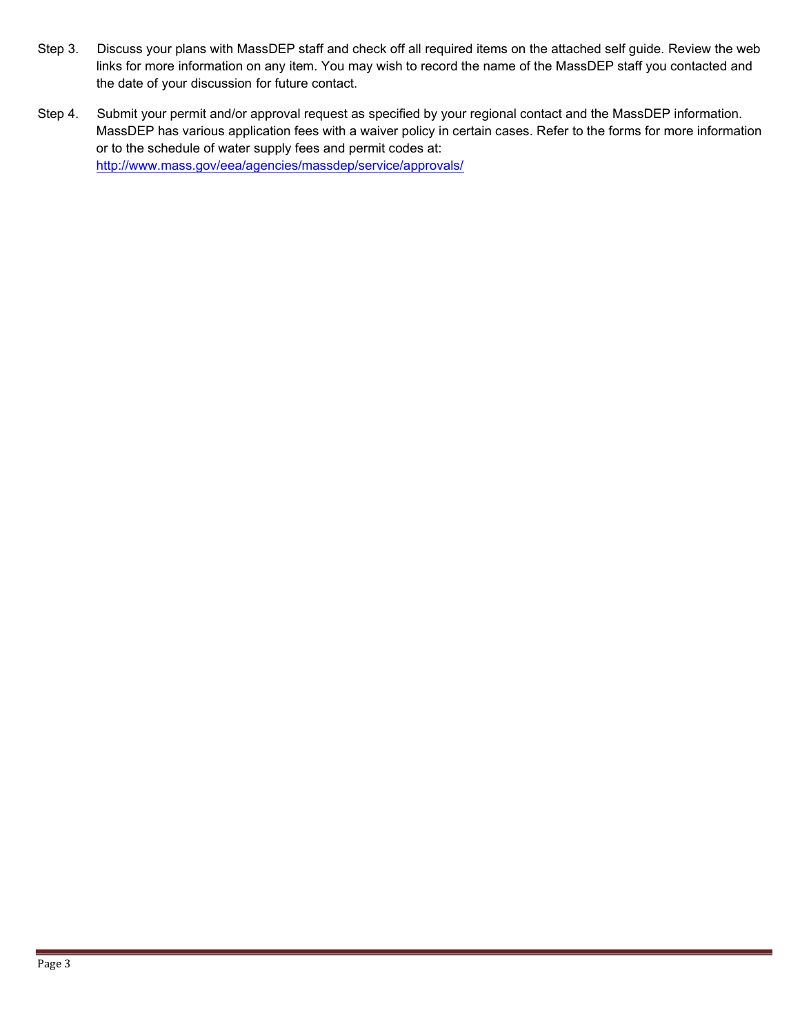Step 3. Discuss your plans with MassDEP staff and check off all required items on the attached self guide. Review the web links for more information on any item. You may wish to record the name of the MassDEP staff you contacted and the date of your discussion for future contact.

Step 4. Submit your permit and/or approval request as specified by your regional contact and the MassDEP information. MassDEP has various application fees with a waiver policy in certain cases. Refer to the forms for more information or to the schedule of water supply fees and permit codes at: http://www.mass.gov/eea/agencies/massdep/service/approvals/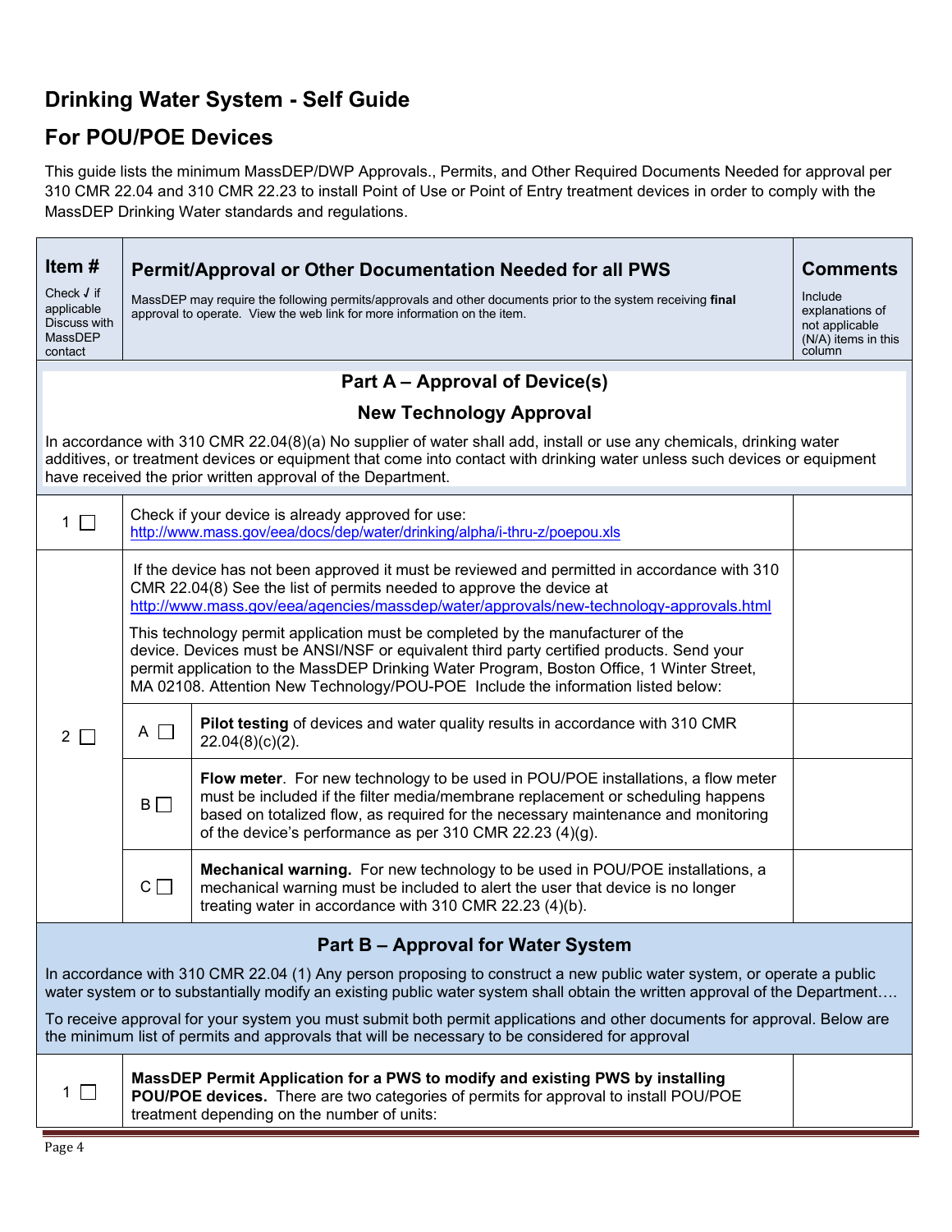# Drinking Water System - Self Guide

## For POU/POE Devices

This guide lists the minimum MassDEP/DWP Approvals., Permits, and Other Required Documents Needed for approval per 310 CMR 22.04 and 310 CMR 22.23 to install Point of Use or Point of Entry treatment devices in order to comply with the MassDEP Drinking Water standards and regulations.

| Item # <br> Check √ if applicable Discuss with MassDEP contact | Permit/Approval or Other Documentation Needed for all PWS <br> MassDEP may require the following permits/approvals and other documents prior to the system receiving **final** approval to operate. View the web link for more information on the item. | | Comments <br> Include explanations of not applicable (N/A) items in this column |
|---|---|---|---|
| **Part A – Approval of Device(s)** <br> **New Technology Approval** <br> In accordance with 310 CMR 22.04(8)(a) No supplier of water shall add, install or use any chemicals, drinking water additives, or treatment devices or equipment that come into contact with drinking water unless such devices or equipment have received the prior written approval of the Department. | | | |
| 1 ☐ | Check if your device is already approved for use: http://www.mass.gov/eea/docs/dep/water/drinking/alpha/i-thru-z/poepou.xls | | |
| 2 ☐ | If the device has not been approved it must be reviewed and permitted in accordance with 310 CMR 22.04(8) See the list of permits needed to approve the device at http://www.mass.gov/eea/agencies/massdep/water/approvals/new-technology-approvals.html <br> This technology permit application must be completed by the manufacturer of the device. Devices must be ANSI/NSF or equivalent third party certified products. Send your permit application to the MassDEP Drinking Water Program, Boston Office, 1 Winter Street, MA 02108. Attention New Technology/POU-POE Include the information listed below: | | |
| | A ☐ | **Pilot testing** of devices and water quality results in accordance with 310 CMR 22.04(8)(c)(2). | |
| | B ☐ | **Flow meter**. For new technology to be used in POU/POE installations, a flow meter must be included if the filter media/membrane replacement or scheduling happens based on totalized flow, as required for the necessary maintenance and monitoring of the device's performance as per 310 CMR 22.23 (4)(g). | |
| | C ☐ | **Mechanical warning.** For new technology to be used in POU/POE installations, a mechanical warning must be included to alert the user that device is no longer treating water in accordance with 310 CMR 22.23 (4)(b). | |
| **Part B – Approval for Water System** <br> In accordance with 310 CMR 22.04 (1) Any person proposing to construct a new public water system, or operate a public water system or to substantially modify an existing public water system shall obtain the written approval of the Department…. <br> To receive approval for your system you must submit both permit applications and other documents for approval. Below are the minimum list of permits and approvals that will be necessary to be considered for approval | | | |
| 1 ☐ | **MassDEP Permit Application for a PWS to modify and existing PWS by installing POU/POE devices.** There are two categories of permits for approval to install POU/POE treatment depending on the number of units: | | |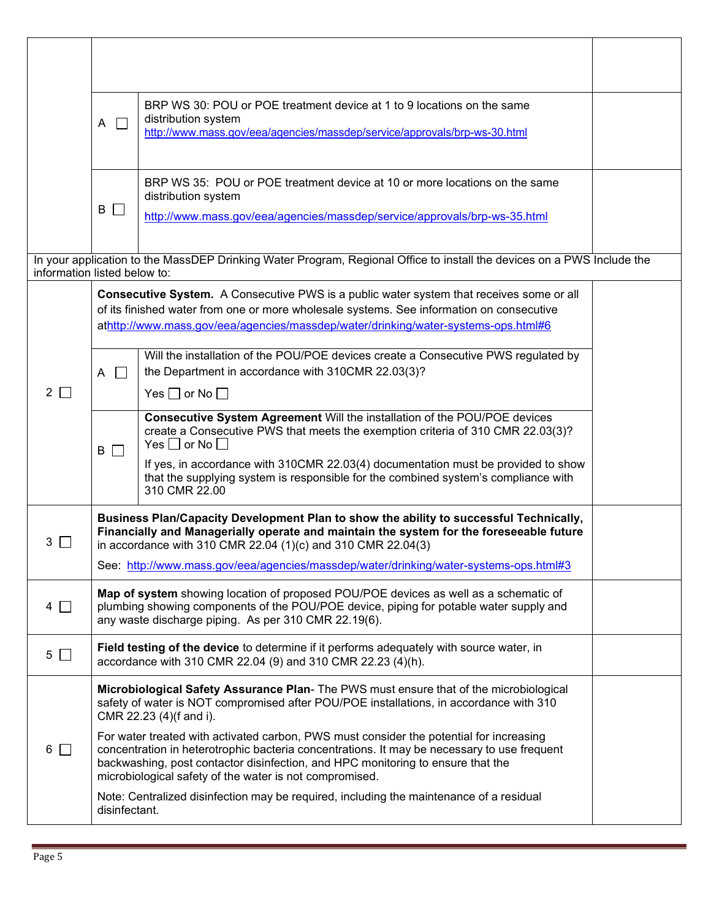| | | | |
|---|---|---|---|
| | | | |
| | A ☐ | BRP WS 30: POU or POE treatment device at 1 to 9 locations on the same distribution system http://www.mass.gov/eea/agencies/massdep/service/approvals/brp-ws-30.html | |
| | B ☐ | BRP WS 35: POU or POE treatment device at 10 or more locations on the same distribution system http://www.mass.gov/eea/agencies/massdep/service/approvals/brp-ws-35.html | |
| In your application to the MassDEP Drinking Water Program, Regional Office to install the devices on a PWS Include the information listed below to: | | | |
| 2 ☐ | **Consecutive System.** A Consecutive PWS is a public water system that receives some or all of its finished water from one or more wholesale systems. See information on consecutive athttp://www.mass.gov/eea/agencies/massdep/water/drinking/water-systems-ops.html#6 | | |
| | A ☐ | Will the installation of the POU/POE devices create a Consecutive PWS regulated by the Department in accordance with 310CMR 22.03(3)? Yes ☐ or No ☐ | |
| | B ☐ | **Consecutive System Agreement** Will the installation of the POU/POE devices create a Consecutive PWS that meets the exemption criteria of 310 CMR 22.03(3)? Yes ☐ or No ☐ If yes, in accordance with 310CMR 22.03(4) documentation must be provided to show that the supplying system is responsible for the combined system's compliance with 310 CMR 22.00 | |
| 3 ☐ | **Business Plan/Capacity Development Plan to show the ability to successful Technically, Financially and Managerially operate and maintain the system for the foreseeable future** in accordance with 310 CMR 22.04 (1)(c) and 310 CMR 22.04(3) See: http://www.mass.gov/eea/agencies/massdep/water/drinking/water-systems-ops.html#3 | | |
| 4 ☐ | **Map of system** showing location of proposed POU/POE devices as well as a schematic of plumbing showing components of the POU/POE device, piping for potable water supply and any waste discharge piping. As per 310 CMR 22.19(6). | | |
| 5 ☐ | **Field testing of the device** to determine if it performs adequately with source water, in accordance with 310 CMR 22.04 (9) and 310 CMR 22.23 (4)(h). | | |
| 6 ☐ | **Microbiological Safety Assurance Plan**- The PWS must ensure that of the microbiological safety of water is NOT compromised after POU/POE installations, in accordance with 310 CMR 22.23 (4)(f and i). For water treated with activated carbon, PWS must consider the potential for increasing concentration in heterotrophic bacteria concentrations. It may be necessary to use frequent backwashing, post contactor disinfection, and HPC monitoring to ensure that the microbiological safety of the water is not compromised. Note: Centralized disinfection may be required, including the maintenance of a residual disinfectant. | | |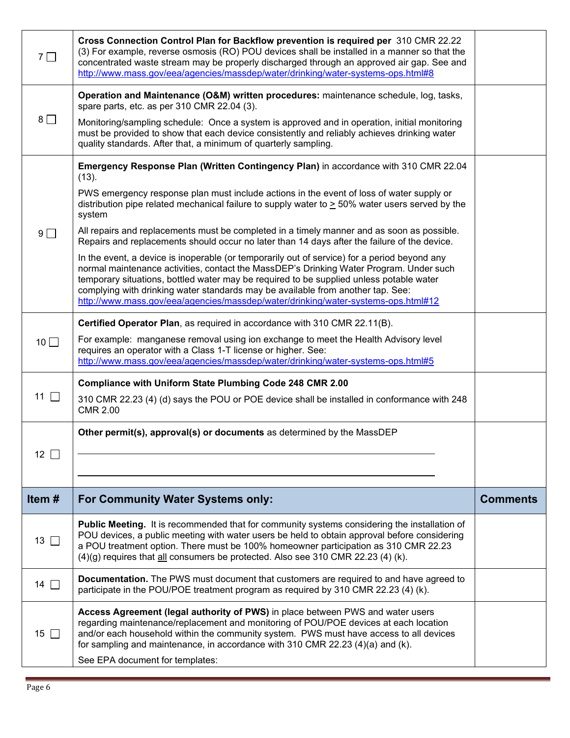| | | |
|---|---|---|
| 7 ☐ | **Cross Connection Control Plan for Backflow prevention is required per** 310 CMR 22.22 (3) For example, reverse osmosis (RO) POU devices shall be installed in a manner so that the concentrated waste stream may be properly discharged through an approved air gap. See and http://www.mass.gov/eea/agencies/massdep/water/drinking/water-systems-ops.html#8 | |
| 8 ☐ | **Operation and Maintenance (O&M) written procedures:** maintenance schedule, log, tasks, spare parts, etc. as per 310 CMR 22.04 (3).<br><br>Monitoring/sampling schedule: Once a system is approved and in operation, initial monitoring must be provided to show that each device consistently and reliably achieves drinking water quality standards. After that, a minimum of quarterly sampling. | |
| 9 ☐ | **Emergency Response Plan (Written Contingency Plan)** in accordance with 310 CMR 22.04 (13).<br><br>PWS emergency response plan must include actions in the event of loss of water supply or distribution pipe related mechanical failure to supply water to ≥ 50% water users served by the system<br><br>All repairs and replacements must be completed in a timely manner and as soon as possible. Repairs and replacements should occur no later than 14 days after the failure of the device.<br><br>In the event, a device is inoperable (or temporarily out of service) for a period beyond any normal maintenance activities, contact the MassDEP's Drinking Water Program. Under such temporary situations, bottled water may be required to be supplied unless potable water complying with drinking water standards may be available from another tap. See: http://www.mass.gov/eea/agencies/massdep/water/drinking/water-systems-ops.html#12 | |
| 10 ☐ | **Certified Operator Plan**, as required in accordance with 310 CMR 22.11(B).<br><br>For example: manganese removal using ion exchange to meet the Health Advisory level requires an operator with a Class 1-T license or higher. See: http://www.mass.gov/eea/agencies/massdep/water/drinking/water-systems-ops.html#5 | |
| 11 ☐ | **Compliance with Uniform State Plumbing Code 248 CMR 2.00**<br><br>310 CMR 22.23 (4) (d) says the POU or POE device shall be installed in conformance with 248 CMR 2.00 | |
| 12 ☐ | **Other permit(s), approval(s) or documents** as determined by the MassDEP<br><br>\_\_\_\_\_\_\_\_\_\_\_\_\_\_\_\_\_\_\_\_\_\_\_\_\_\_\_\_\_\_\_\_\_\_\_\_\_\_\_\_<br><br>\_\_\_\_\_\_\_\_\_\_\_\_\_\_\_\_\_\_\_\_\_\_\_\_\_\_\_\_\_\_\_\_\_\_\_\_\_\_\_\_ | |
| **Item #** | **For Community Water Systems only:** | **Comments** |
| 13 ☐ | **Public Meeting.** It is recommended that for community systems considering the installation of POU devices, a public meeting with water users be held to obtain approval before considering a POU treatment option. There must be 100% homeowner participation as 310 CMR 22.23 (4)(g) requires that <u>all</u> consumers be protected. Also see 310 CMR 22.23 (4) (k). | |
| 14 ☐ | **Documentation.** The PWS must document that customers are required to and have agreed to participate in the POU/POE treatment program as required by 310 CMR 22.23 (4) (k). | |
| 15 ☐ | **Access Agreement (legal authority of PWS)** in place between PWS and water users regarding maintenance/replacement and monitoring of POU/POE devices at each location and/or each household within the community system. PWS must have access to all devices for sampling and maintenance, in accordance with 310 CMR 22.23 (4)(a) and (k).<br><br>See EPA document for templates: | |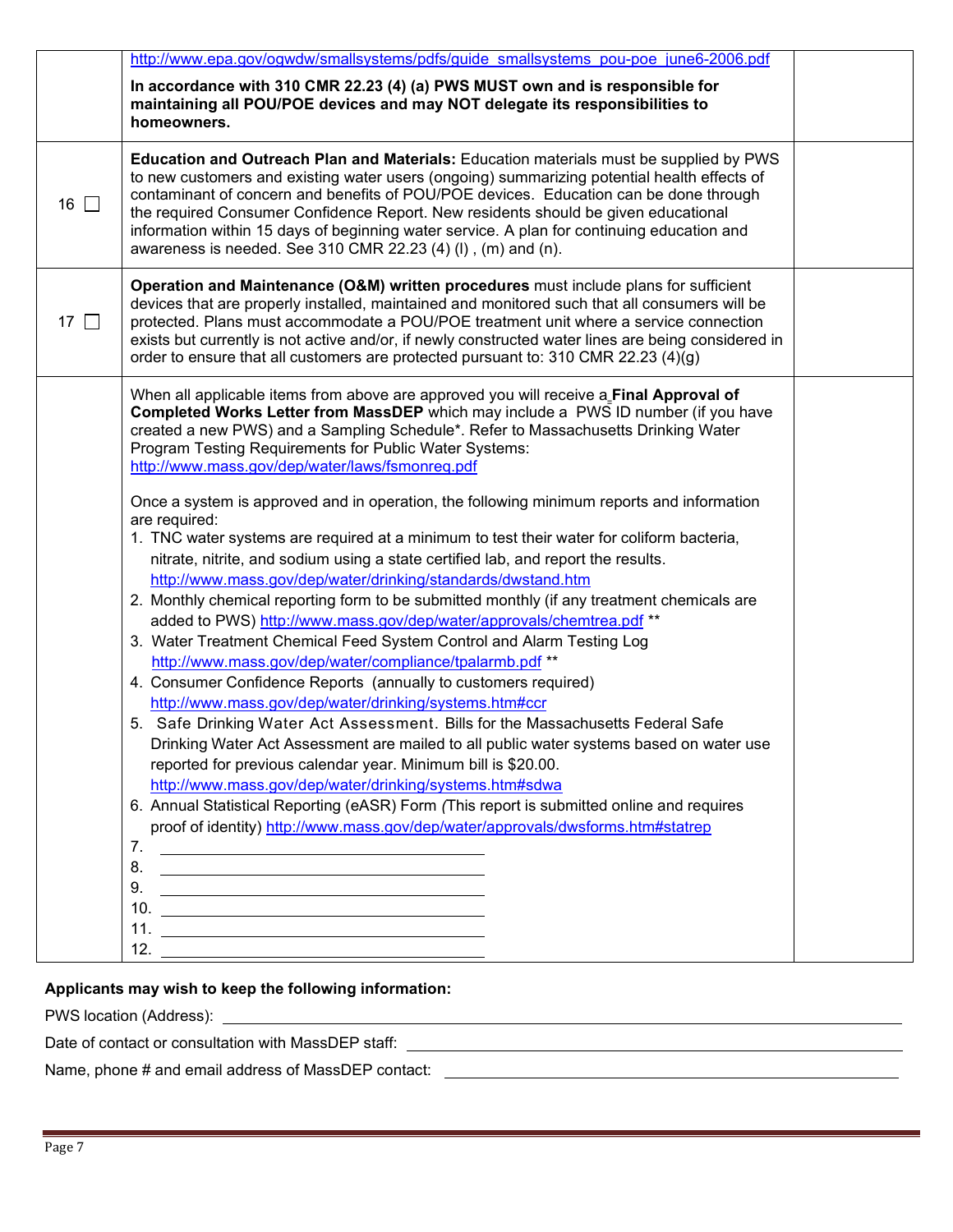| | | |
|---|---|---|
| | http://www.epa.gov/ogwdw/smallsystems/pdfs/guide_smallsystems_pou-poe_june6-2006.pdf<br><br>**In accordance with 310 CMR 22.23 (4) (a) PWS MUST own and is responsible for maintaining all POU/POE devices and may NOT delegate its responsibilities to homeowners.** | |
| 16 ☐ | **Education and Outreach Plan and Materials:** Education materials must be supplied by PWS to new customers and existing water users (ongoing) summarizing potential health effects of contaminant of concern and benefits of POU/POE devices. Education can be done through the required Consumer Confidence Report. New residents should be given educational information within 15 days of beginning water service. A plan for continuing education and awareness is needed. See 310 CMR 22.23 (4) (l) , (m) and (n). | |
| 17 ☐ | **Operation and Maintenance (O&M) written procedures** must include plans for sufficient devices that are properly installed, maintained and monitored such that all consumers will be protected. Plans must accommodate a POU/POE treatment unit where a service connection exists but currently is not active and/or, if newly constructed water lines are being considered in order to ensure that all customers are protected pursuant to: 310 CMR 22.23 (4)(g) | |
| | When all applicable items from above are approved you will receive a **Final Approval of Completed Works Letter from MassDEP** which may include a PWS ID number (if you have created a new PWS) and a Sampling Schedule*. Refer to Massachusetts Drinking Water Program Testing Requirements for Public Water Systems: http://www.mass.gov/dep/water/laws/fsmonreq.pdf<br><br>Once a system is approved and in operation, the following minimum reports and information are required:<br>1. TNC water systems are required at a minimum to test their water for coliform bacteria, nitrate, nitrite, and sodium using a state certified lab, and report the results. http://www.mass.gov/dep/water/drinking/standards/dwstand.htm<br>2. Monthly chemical reporting form to be submitted monthly (if any treatment chemicals are added to PWS) http://www.mass.gov/dep/water/approvals/chemtrea.pdf **<br>3. Water Treatment Chemical Feed System Control and Alarm Testing Log http://www.mass.gov/dep/water/compliance/tpalarmb.pdf **<br>4. Consumer Confidence Reports (annually to customers required) http://www.mass.gov/dep/water/drinking/systems.htm#ccr<br>5. Safe Drinking Water Act Assessment. Bills for the Massachusetts Federal Safe Drinking Water Act Assessment are mailed to all public water systems based on water use reported for previous calendar year. Minimum bill is $20.00. http://www.mass.gov/dep/water/drinking/systems.htm#sdwa<br>6. Annual Statistical Reporting (eASR) Form *(This report is submitted online and requires proof of identity)* http://www.mass.gov/dep/water/approvals/dwsforms.htm#statrep<br>7. ______________________<br>8. ______________________<br>9. ______________________<br>10. ______________________<br>11. ______________________<br>12. ______________________ | |

**Applicants may wish to keep the following information:**

PWS location (Address): ______________________

Date of contact or consultation with MassDEP staff: ______________________

Name, phone # and email address of MassDEP contact: ______________________